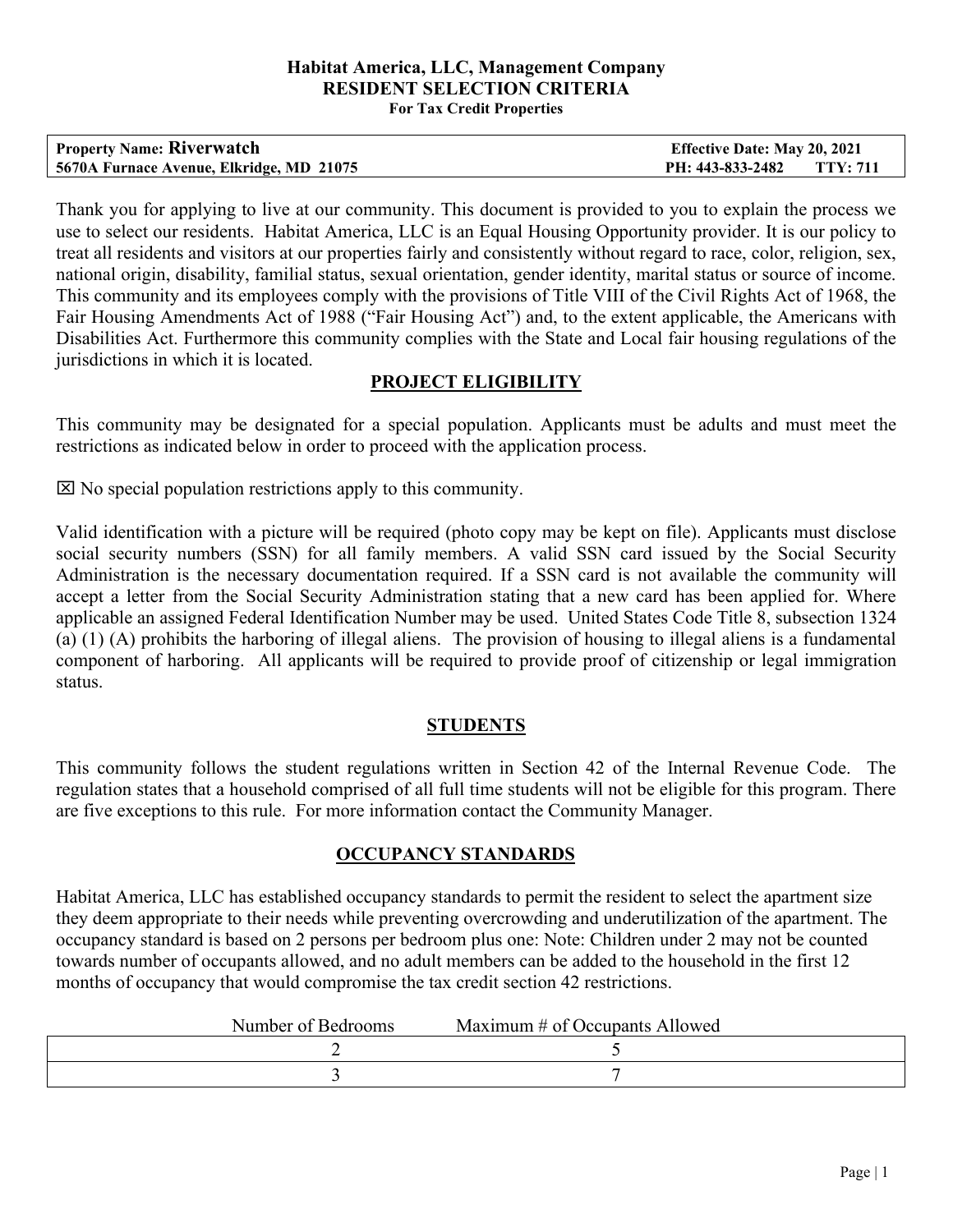**Habitat America, LLC, Management Company**
**RESIDENT SELECTION CRITERIA**
**For Tax Credit Properties**

| **Property Name: Riverwatch** | **Effective Date: May 20, 2021** |
|---|---|
| **5670A Furnace Avenue, Elkridge, MD 21075** | **PH: 443-833-2482 TTY: 711** |

Thank you for applying to live at our community. This document is provided to you to explain the process we use to select our residents. Habitat America, LLC is an Equal Housing Opportunity provider. It is our policy to treat all residents and visitors at our properties fairly and consistently without regard to race, color, religion, sex, national origin, disability, familial status, sexual orientation, gender identity, marital status or source of income. This community and its employees comply with the provisions of Title VIII of the Civil Rights Act of 1968, the Fair Housing Amendments Act of 1988 ("Fair Housing Act") and, to the extent applicable, the Americans with Disabilities Act. Furthermore this community complies with the State and Local fair housing regulations of the jurisdictions in which it is located.

## PROJECT ELIGIBILITY

This community may be designated for a special population. Applicants must be adults and must meet the restrictions as indicated below in order to proceed with the application process.

☒ No special population restrictions apply to this community.

Valid identification with a picture will be required (photo copy may be kept on file). Applicants must disclose social security numbers (SSN) for all family members. A valid SSN card issued by the Social Security Administration is the necessary documentation required. If a SSN card is not available the community will accept a letter from the Social Security Administration stating that a new card has been applied for. Where applicable an assigned Federal Identification Number may be used. United States Code Title 8, subsection 1324 (a) (1) (A) prohibits the harboring of illegal aliens. The provision of housing to illegal aliens is a fundamental component of harboring. All applicants will be required to provide proof of citizenship or legal immigration status.

## STUDENTS

This community follows the student regulations written in Section 42 of the Internal Revenue Code. The regulation states that a household comprised of all full time students will not be eligible for this program. There are five exceptions to this rule. For more information contact the Community Manager.

## OCCUPANCY STANDARDS

Habitat America, LLC has established occupancy standards to permit the resident to select the apartment size they deem appropriate to their needs while preventing overcrowding and underutilization of the apartment. The occupancy standard is based on 2 persons per bedroom plus one: Note: Children under 2 may not be counted towards number of occupants allowed, and no adult members can be added to the household in the first 12 months of occupancy that would compromise the tax credit section 42 restrictions.

| Number of Bedrooms | Maximum # of Occupants Allowed |
|---|---|
| 2 | 5 |
| 3 | 7 |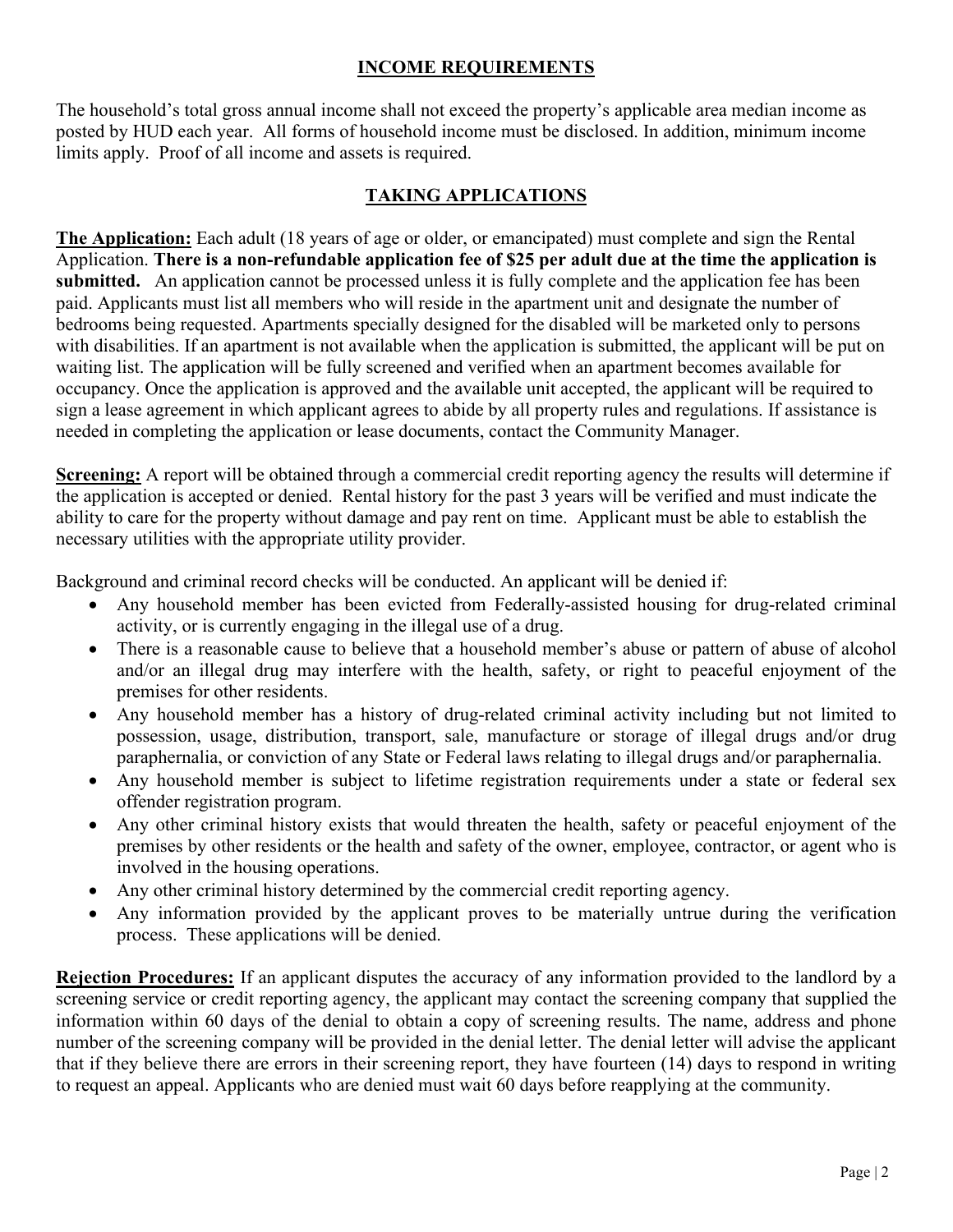## INCOME REQUIREMENTS

The household's total gross annual income shall not exceed the property's applicable area median income as posted by HUD each year. All forms of household income must be disclosed. In addition, minimum income limits apply. Proof of all income and assets is required.

## TAKING APPLICATIONS

**The Application:** Each adult (18 years of age or older, or emancipated) must complete and sign the Rental Application. **There is a non-refundable application fee of $25 per adult due at the time the application is submitted.** An application cannot be processed unless it is fully complete and the application fee has been paid. Applicants must list all members who will reside in the apartment unit and designate the number of bedrooms being requested. Apartments specially designed for the disabled will be marketed only to persons with disabilities. If an apartment is not available when the application is submitted, the applicant will be put on waiting list. The application will be fully screened and verified when an apartment becomes available for occupancy. Once the application is approved and the available unit accepted, the applicant will be required to sign a lease agreement in which applicant agrees to abide by all property rules and regulations. If assistance is needed in completing the application or lease documents, contact the Community Manager.

**Screening:** A report will be obtained through a commercial credit reporting agency the results will determine if the application is accepted or denied. Rental history for the past 3 years will be verified and must indicate the ability to care for the property without damage and pay rent on time. Applicant must be able to establish the necessary utilities with the appropriate utility provider.

Background and criminal record checks will be conducted. An applicant will be denied if:

- Any household member has been evicted from Federally-assisted housing for drug-related criminal activity, or is currently engaging in the illegal use of a drug.
- There is a reasonable cause to believe that a household member's abuse or pattern of abuse of alcohol and/or an illegal drug may interfere with the health, safety, or right to peaceful enjoyment of the premises for other residents.
- Any household member has a history of drug-related criminal activity including but not limited to possession, usage, distribution, transport, sale, manufacture or storage of illegal drugs and/or drug paraphernalia, or conviction of any State or Federal laws relating to illegal drugs and/or paraphernalia.
- Any household member is subject to lifetime registration requirements under a state or federal sex offender registration program.
- Any other criminal history exists that would threaten the health, safety or peaceful enjoyment of the premises by other residents or the health and safety of the owner, employee, contractor, or agent who is involved in the housing operations.
- Any other criminal history determined by the commercial credit reporting agency.
- Any information provided by the applicant proves to be materially untrue during the verification process. These applications will be denied.

**Rejection Procedures:** If an applicant disputes the accuracy of any information provided to the landlord by a screening service or credit reporting agency, the applicant may contact the screening company that supplied the information within 60 days of the denial to obtain a copy of screening results. The name, address and phone number of the screening company will be provided in the denial letter. The denial letter will advise the applicant that if they believe there are errors in their screening report, they have fourteen (14) days to respond in writing to request an appeal. Applicants who are denied must wait 60 days before reapplying at the community.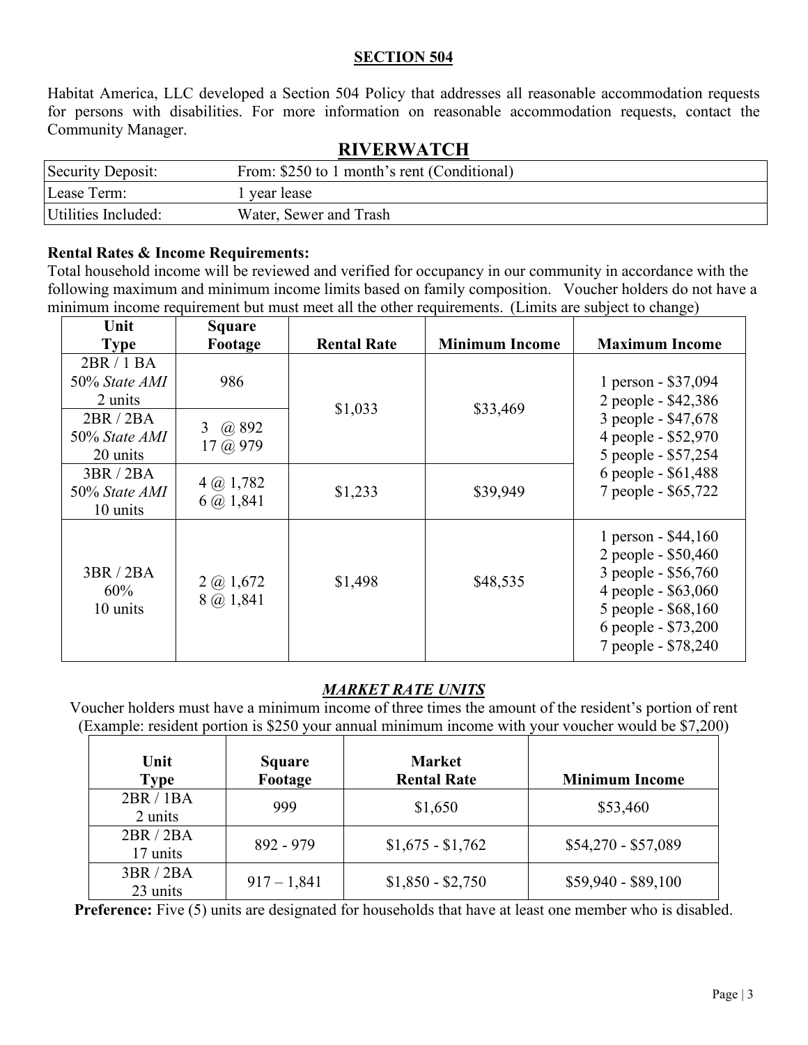## SECTION 504

Habitat America, LLC developed a Section 504 Policy that addresses all reasonable accommodation requests for persons with disabilities. For more information on reasonable accommodation requests, contact the Community Manager.

## RIVERWATCH

| | |
|---|---|
| Security Deposit: | From: $250 to 1 month's rent (Conditional) |
| Lease Term: | 1 year lease |
| Utilities Included: | Water, Sewer and Trash |

**Rental Rates & Income Requirements:**
Total household income will be reviewed and verified for occupancy in our community in accordance with the following maximum and minimum income limits based on family composition. Voucher holders do not have a minimum income requirement but must meet all the other requirements. (Limits are subject to change)

| Unit Type | Square Footage | Rental Rate | Minimum Income | Maximum Income |
|---|---|---|---|---|
| 2BR / 1 BA 50% *State AMI* 2 units | 986 | $1,033 | $33,469 | 1 person - $37,094<br>2 people - $42,386<br>3 people - $47,678<br>4 people - $52,970<br>5 people - $57,254<br>6 people - $61,488<br>7 people - $65,722 |
| 2BR / 2BA 50% *State AMI* 20 units | 3 @ 892<br>17 @ 979 | | | |
| 3BR / 2BA 50% *State AMI* 10 units | 4 @ 1,782<br>6 @ 1,841 | $1,233 | $39,949 | |
| 3BR / 2BA 60% 10 units | 2 @ 1,672<br>8 @ 1,841 | $1,498 | $48,535 | 1 person - $44,160<br>2 people - $50,460<br>3 people - $56,760<br>4 people - $63,060<br>5 people - $68,160<br>6 people - $73,200<br>7 people - $78,240 |

### *MARKET RATE UNITS*

Voucher holders must have a minimum income of three times the amount of the resident's portion of rent (Example: resident portion is $250 your annual minimum income with your voucher would be $7,200)

| Unit Type | Square Footage | Market Rental Rate | Minimum Income |
|---|---|---|---|
| 2BR / 1BA 2 units | 999 | $1,650 | $53,460 |
| 2BR / 2BA 17 units | 892 - 979 | $1,675 - $1,762 | $54,270 - $57,089 |
| 3BR / 2BA 23 units | 917 – 1,841 | $1,850 - $2,750 | $59,940 - $89,100 |

**Preference:** Five (5) units are designated for households that have at least one member who is disabled.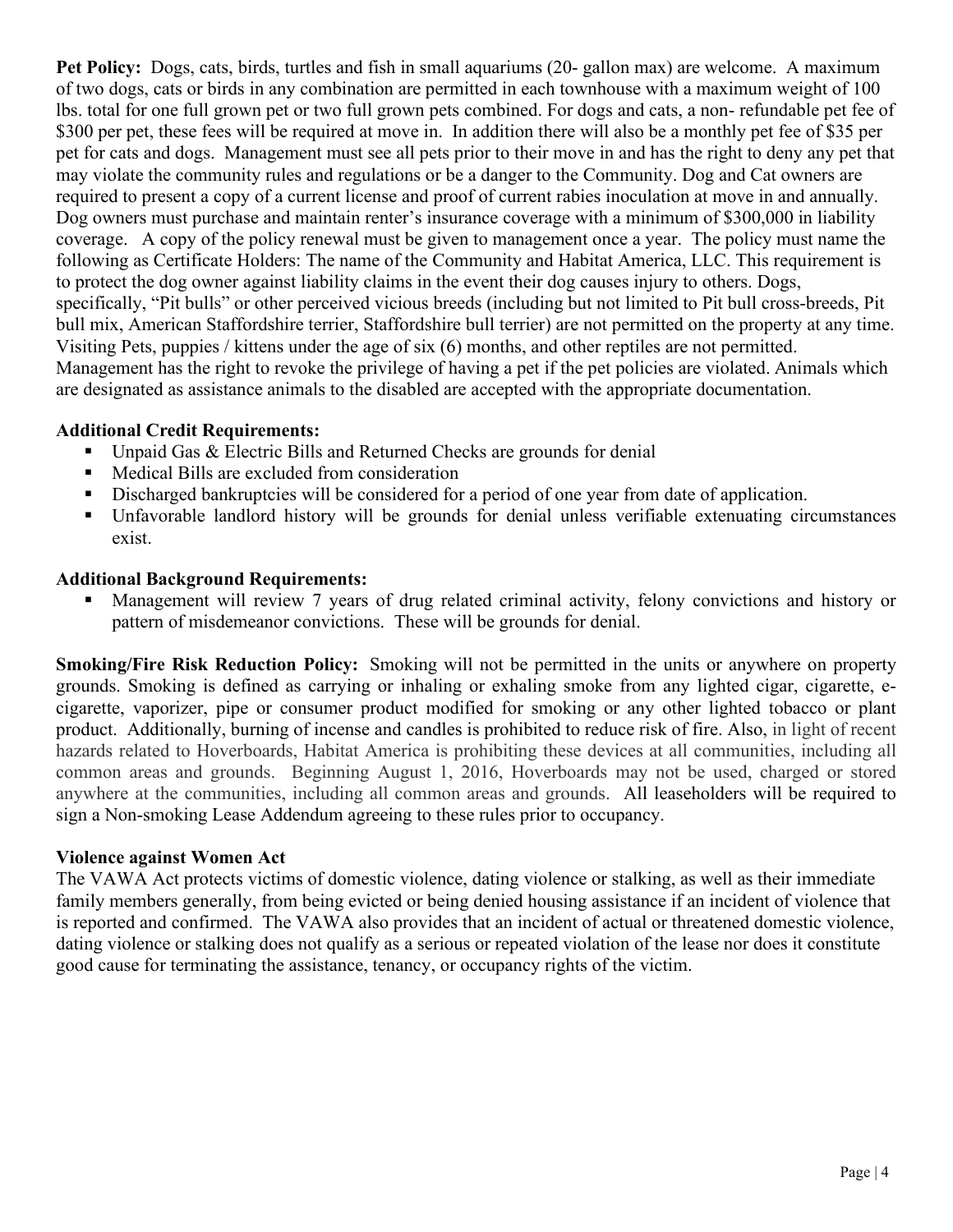**Pet Policy:** Dogs, cats, birds, turtles and fish in small aquariums (20- gallon max) are welcome. A maximum of two dogs, cats or birds in any combination are permitted in each townhouse with a maximum weight of 100 lbs. total for one full grown pet or two full grown pets combined. For dogs and cats, a non- refundable pet fee of $300 per pet, these fees will be required at move in. In addition there will also be a monthly pet fee of $35 per pet for cats and dogs. Management must see all pets prior to their move in and has the right to deny any pet that may violate the community rules and regulations or be a danger to the Community. Dog and Cat owners are required to present a copy of a current license and proof of current rabies inoculation at move in and annually. Dog owners must purchase and maintain renter's insurance coverage with a minimum of $300,000 in liability coverage. A copy of the policy renewal must be given to management once a year. The policy must name the following as Certificate Holders: The name of the Community and Habitat America, LLC. This requirement is to protect the dog owner against liability claims in the event their dog causes injury to others. Dogs, specifically, "Pit bulls" or other perceived vicious breeds (including but not limited to Pit bull cross-breeds, Pit bull mix, American Staffordshire terrier, Staffordshire bull terrier) are not permitted on the property at any time. Visiting Pets, puppies / kittens under the age of six (6) months, and other reptiles are not permitted. Management has the right to revoke the privilege of having a pet if the pet policies are violated. Animals which are designated as assistance animals to the disabled are accepted with the appropriate documentation.

**Additional Credit Requirements:**

- Unpaid Gas & Electric Bills and Returned Checks are grounds for denial
- Medical Bills are excluded from consideration
- Discharged bankruptcies will be considered for a period of one year from date of application.
- Unfavorable landlord history will be grounds for denial unless verifiable extenuating circumstances exist.

**Additional Background Requirements:**

- Management will review 7 years of drug related criminal activity, felony convictions and history or pattern of misdemeanor convictions. These will be grounds for denial.

**Smoking/Fire Risk Reduction Policy:** Smoking will not be permitted in the units or anywhere on property grounds. Smoking is defined as carrying or inhaling or exhaling smoke from any lighted cigar, cigarette, e-cigarette, vaporizer, pipe or consumer product modified for smoking or any other lighted tobacco or plant product. Additionally, burning of incense and candles is prohibited to reduce risk of fire. Also, in light of recent hazards related to Hoverboards, Habitat America is prohibiting these devices at all communities, including all common areas and grounds. Beginning August 1, 2016, Hoverboards may not be used, charged or stored anywhere at the communities, including all common areas and grounds. All leaseholders will be required to sign a Non-smoking Lease Addendum agreeing to these rules prior to occupancy.

**Violence against Women Act**

The VAWA Act protects victims of domestic violence, dating violence or stalking, as well as their immediate family members generally, from being evicted or being denied housing assistance if an incident of violence that is reported and confirmed. The VAWA also provides that an incident of actual or threatened domestic violence, dating violence or stalking does not qualify as a serious or repeated violation of the lease nor does it constitute good cause for terminating the assistance, tenancy, or occupancy rights of the victim.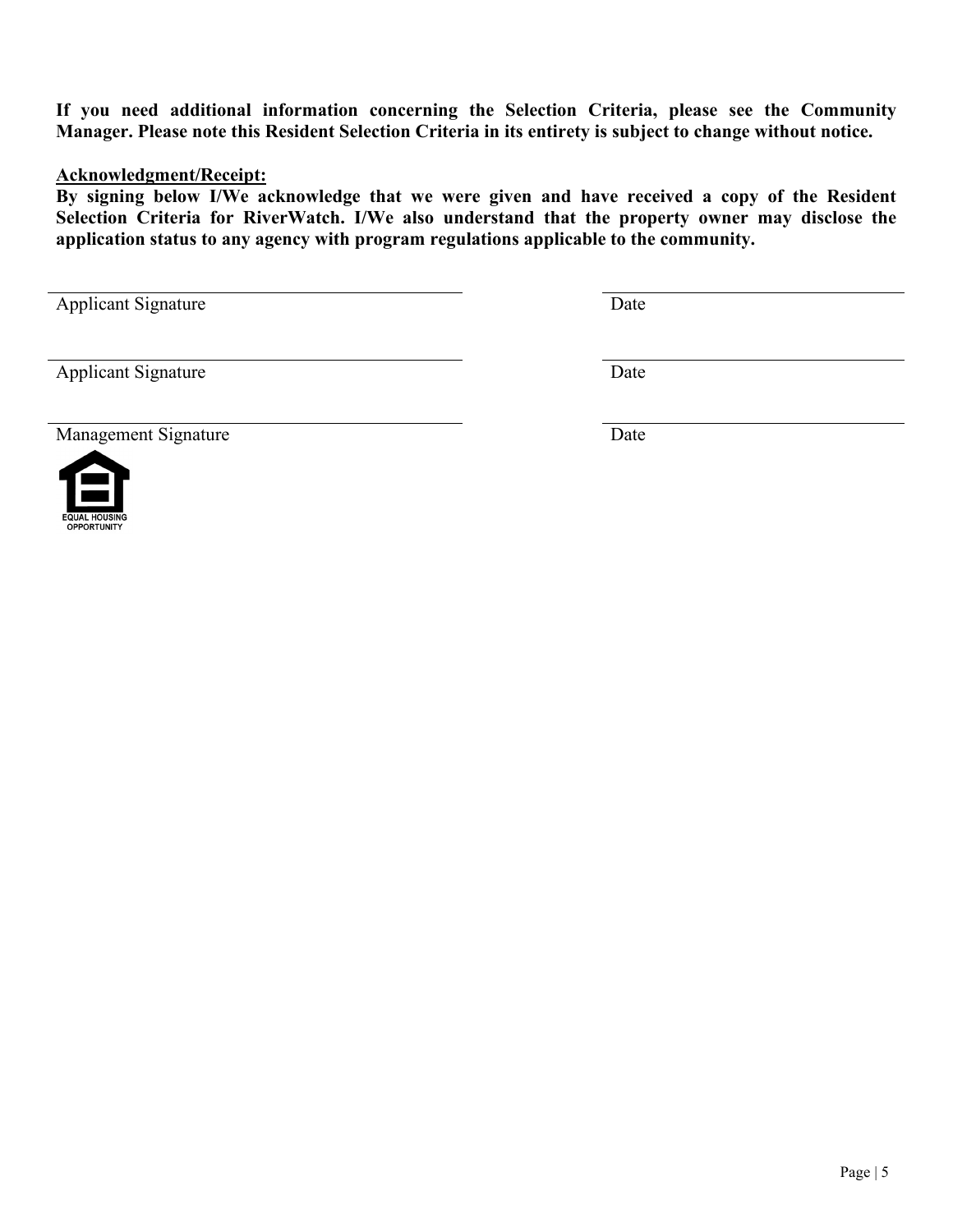**If you need additional information concerning the Selection Criteria, please see the Community Manager. Please note this Resident Selection Criteria in its entirety is subject to change without notice.**

**Acknowledgment/Receipt:**

**By signing below I/We acknowledge that we were given and have received a copy of the Resident Selection Criteria for RiverWatch. I/We also understand that the property owner may disclose the application status to any agency with program regulations applicable to the community.**

\_\_\_\_\_\_\_\_\_\_\_\_\_\_\_\_\_\_\_\_\_\_\_\_\_\_\_\_\_\_\_\_\_\_\_\_\_\_ \_\_\_\_\_\_\_\_\_\_\_\_\_\_\_\_\_\_\_\_\_\_\_\_\_\_\_\_
Applicant Signature Date

\_\_\_\_\_\_\_\_\_\_\_\_\_\_\_\_\_\_\_\_\_\_\_\_\_\_\_\_\_\_\_\_\_\_\_\_\_\_ \_\_\_\_\_\_\_\_\_\_\_\_\_\_\_\_\_\_\_\_\_\_\_\_\_\_\_\_
Applicant Signature Date

\_\_\_\_\_\_\_\_\_\_\_\_\_\_\_\_\_\_\_\_\_\_\_\_\_\_\_\_\_\_\_\_\_\_\_\_\_\_ \_\_\_\_\_\_\_\_\_\_\_\_\_\_\_\_\_\_\_\_\_\_\_\_\_\_\_\_
Management Signature Date

EQUAL HOUSING OPPORTUNITY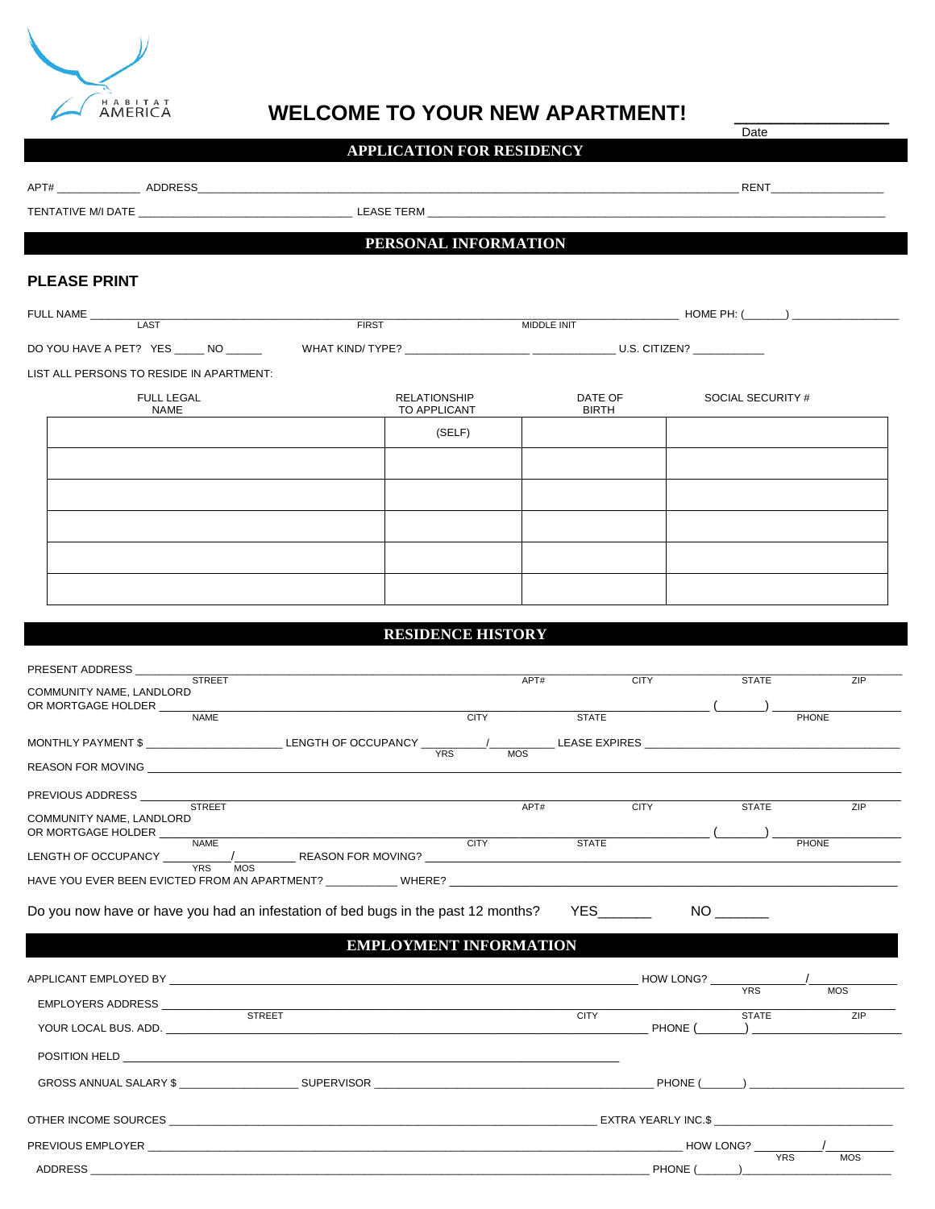HABITAT AMERICA

# WELCOME TO YOUR NEW APARTMENT!

______________ Date

## APPLICATION FOR RESIDENCY

APT# ____________ ADDRESS______________________________________________ RENT________________

TENTATIVE M/I DATE ______________________________ LEASE TERM ______________________________________________

## PERSONAL INFORMATION

### PLEASE PRINT

FULL NAME ______________________________________________ HOME PH: (______) ________________
LAST FIRST MIDDLE INIT

DO YOU HAVE A PET? YES _____ NO _____ WHAT KIND/ TYPE? __________________ ____________ U.S. CITIZEN? __________

LIST ALL PERSONS TO RESIDE IN APARTMENT:

| FULL LEGAL NAME | RELATIONSHIP TO APPLICANT | DATE OF BIRTH | SOCIAL SECURITY # |
|---|---|---|---|
| | (SELF) | | |
| | | | |
| | | | |
| | | | |
| | | | |
| | | | |

## RESIDENCE HISTORY

PRESENT ADDRESS ______________________________________________
STREET APT# CITY STATE ZIP

COMMUNITY NAME, LANDLORD OR MORTGAGE HOLDER ______________________________ (______) ______________
NAME CITY STATE PHONE

MONTHLY PAYMENT $ __________________ LENGTH OF OCCUPANCY ________/________ LEASE EXPIRES ______________________
YRS MOS

REASON FOR MOVING ______________________________________________

PREVIOUS ADDRESS ______________________________________________
STREET APT# CITY STATE ZIP

COMMUNITY NAME, LANDLORD OR MORTGAGE HOLDER ______________________________ (______) ______________
NAME CITY STATE PHONE

LENGTH OF OCCUPANCY ________/________ REASON FOR MOVING? ______________________________
YRS MOS

HAVE YOU EVER BEEN EVICTED FROM AN APARTMENT? __________ WHERE? ______________________________

Do you now have or have you had an infestation of bed bugs in the past 12 months? YES_______ NO _______

## EMPLOYMENT INFORMATION

APPLICANT EMPLOYED BY ______________________________________________ HOW LONG? ________/________
YRS MOS

EMPLOYERS ADDRESS ______________________________________________
STREET CITY STATE ZIP

YOUR LOCAL BUS. ADD. ______________________________________________ PHONE (______) ______________

POSITION HELD ______________________________________________

GROSS ANNUAL SALARY $ ________________ SUPERVISOR ______________________________ PHONE (______) ______________

OTHER INCOME SOURCES ______________________________________________ EXTRA YEARLY INC.$ ________________________

PREVIOUS EMPLOYER ______________________________________________ HOW LONG? ________/________
YRS MOS

ADDRESS ______________________________________________ PHONE (______) ______________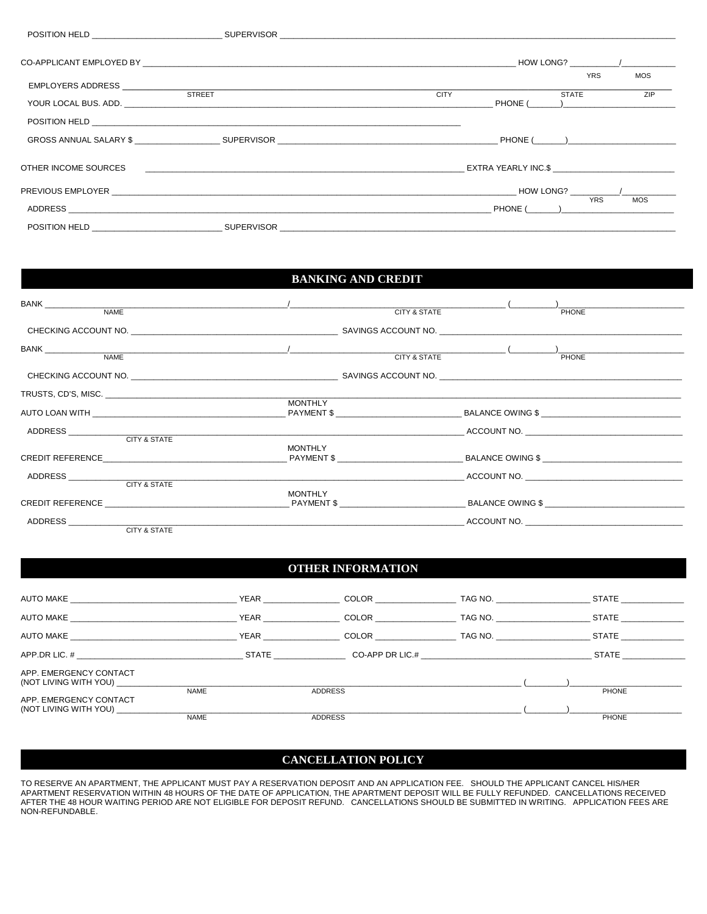POSITION HELD ____________________________ SUPERVISOR ____________________________________________

CO-APPLICANT EMPLOYED BY ____________________________________________ HOW LONG? ________/________ YRS MOS

EMPLOYERS ADDRESS ____________________________________________
STREET CITY STATE ZIP

YOUR LOCAL BUS. ADD. ____________________________________________ PHONE (______)____________________

POSITION HELD ____________________________________________

GROSS ANNUAL SALARY $ ________________ SUPERVISOR ________________________________ PHONE (______)____________________

OTHER INCOME SOURCES ____________________________________________ EXTRA YEARLY INC.$ ____________________

PREVIOUS EMPLOYER ____________________________________________ HOW LONG? ________/________ YRS MOS

ADDRESS ____________________________________________ PHONE (______)____________________

POSITION HELD ____________________________ SUPERVISOR ____________________________________________

## BANKING AND CREDIT

BANK ____________________________/____________________________ (________)____________________
NAME CITY & STATE PHONE

CHECKING ACCOUNT NO. ____________________________ SAVINGS ACCOUNT NO. ____________________________

BANK ____________________________/____________________________ (________)____________________
NAME CITY & STATE PHONE

CHECKING ACCOUNT NO. ____________________________ SAVINGS ACCOUNT NO. ____________________________

TRUSTS, CD'S, MISC. ____________________________________________

AUTO LOAN WITH ____________________________ MONTHLY PAYMENT $ ____________________ BALANCE OWING $ ____________________

ADDRESS ____________________________________________ ACCOUNT NO. ____________________
CITY & STATE

CREDIT REFERENCE____________________________ MONTHLY PAYMENT $ ____________________ BALANCE OWING $ ____________________

ADDRESS ____________________________________________ ACCOUNT NO. ____________________
CITY & STATE

CREDIT REFERENCE ____________________________ MONTHLY PAYMENT $ ____________________ BALANCE OWING $ ____________________

ADDRESS ____________________________________________ ACCOUNT NO. ____________________
CITY & STATE

## OTHER INFORMATION

AUTO MAKE ____________________ YEAR __________ COLOR __________ TAG NO. ____________ STATE __________

AUTO MAKE ____________________ YEAR __________ COLOR __________ TAG NO. ____________ STATE __________

AUTO MAKE ____________________ YEAR __________ COLOR __________ TAG NO. ____________ STATE __________

APP.DR LIC. # ____________________ STATE __________ CO-APP DR LIC.# ____________________ STATE __________

APP. EMERGENCY CONTACT
(NOT LIVING WITH YOU) ____________________________________________ (________)____________________
NAME ADDRESS PHONE

APP. EMERGENCY CONTACT
(NOT LIVING WITH YOU) ____________________________________________ (________)____________________
NAME ADDRESS PHONE

## CANCELLATION POLICY

TO RESERVE AN APARTMENT, THE APPLICANT MUST PAY A RESERVATION DEPOSIT AND AN APPLICATION FEE. SHOULD THE APPLICANT CANCEL HIS/HER APARTMENT RESERVATION WITHIN 48 HOURS OF THE DATE OF APPLICATION, THE APARTMENT DEPOSIT WILL BE FULLY REFUNDED. CANCELLATIONS RECEIVED AFTER THE 48 HOUR WAITING PERIOD ARE NOT ELIGIBLE FOR DEPOSIT REFUND. CANCELLATIONS SHOULD BE SUBMITTED IN WRITING. APPLICATION FEES ARE NON-REFUNDABLE.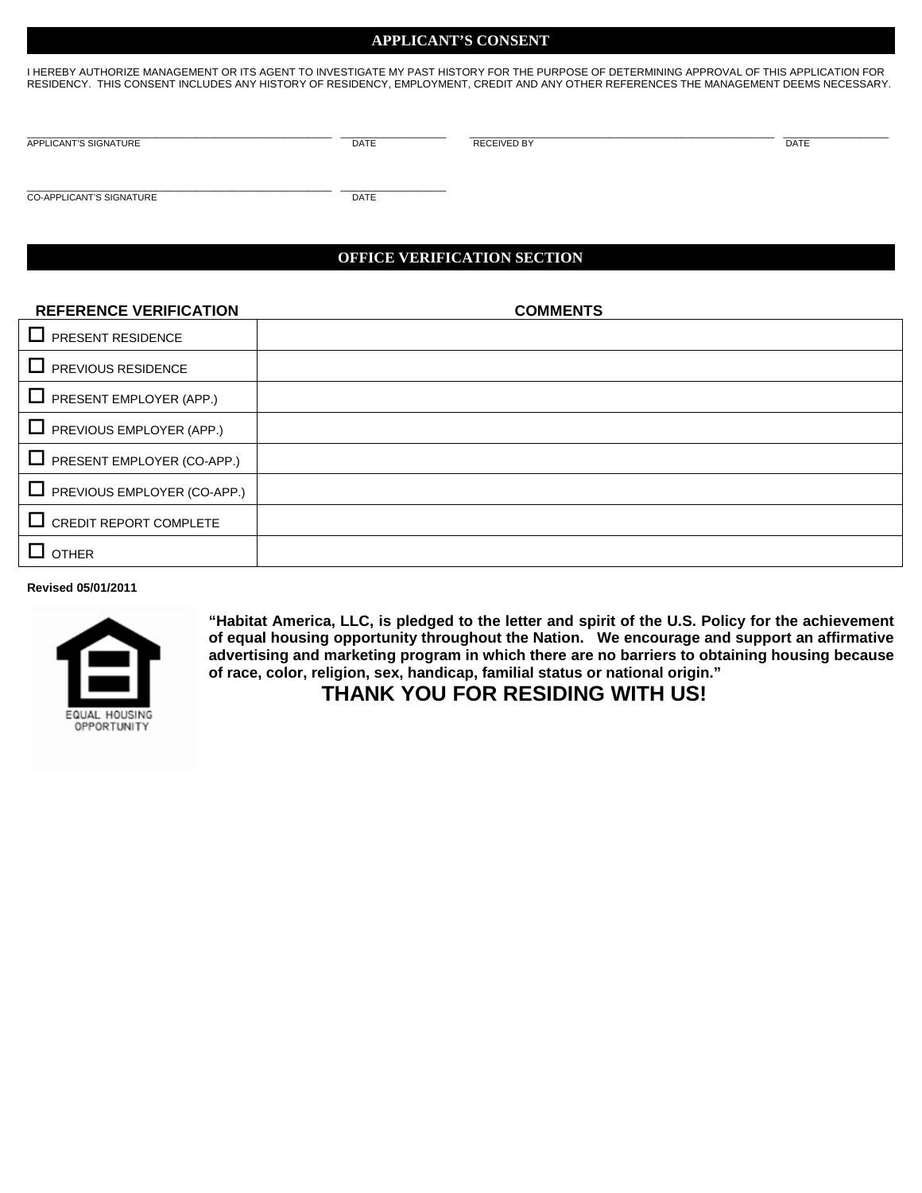## APPLICANT'S CONSENT

I HEREBY AUTHORIZE MANAGEMENT OR ITS AGENT TO INVESTIGATE MY PAST HISTORY FOR THE PURPOSE OF DETERMINING APPROVAL OF THIS APPLICATION FOR RESIDENCY. THIS CONSENT INCLUDES ANY HISTORY OF RESIDENCY, EMPLOYMENT, CREDIT AND ANY OTHER REFERENCES THE MANAGEMENT DEEMS NECESSARY.

\_\_\_\_\_\_\_\_\_\_\_\_\_\_\_\_\_\_\_\_\_\_\_\_\_\_\_\_\_\_\_\_\_\_\_\_\_\_\_\_ \_\_\_\_\_\_\_\_\_\_\_\_\_\_\_\_ \_\_\_\_\_\_\_\_\_\_\_\_\_\_\_\_\_\_\_\_\_\_\_\_\_\_\_\_\_\_\_\_\_\_\_\_\_\_\_\_ \_\_\_\_\_\_\_\_\_\_\_\_\_\_\_\_
APPLICANT'S SIGNATURE DATE RECEIVED BY DATE

\_\_\_\_\_\_\_\_\_\_\_\_\_\_\_\_\_\_\_\_\_\_\_\_\_\_\_\_\_\_\_\_\_\_\_\_\_\_\_\_ \_\_\_\_\_\_\_\_\_\_\_\_\_\_\_\_
CO-APPLICANT'S SIGNATURE DATE

## OFFICE VERIFICATION SECTION

| REFERENCE VERIFICATION | COMMENTS |
|---|---|
| ☐ PRESENT RESIDENCE | |
| ☐ PREVIOUS RESIDENCE | |
| ☐ PRESENT EMPLOYER (APP.) | |
| ☐ PREVIOUS EMPLOYER (APP.) | |
| ☐ PRESENT EMPLOYER (CO-APP.) | |
| ☐ PREVIOUS EMPLOYER (CO-APP.) | |
| ☐ CREDIT REPORT COMPLETE | |
| ☐ OTHER | |

**Revised 05/01/2011**

EQUAL HOUSING OPPORTUNITY

**"Habitat America, LLC, is pledged to the letter and spirit of the U.S. Policy for the achievement of equal housing opportunity throughout the Nation. We encourage and support an affirmative advertising and marketing program in which there are no barriers to obtaining housing because of race, color, religion, sex, handicap, familial status or national origin."**

**THANK YOU FOR RESIDING WITH US!**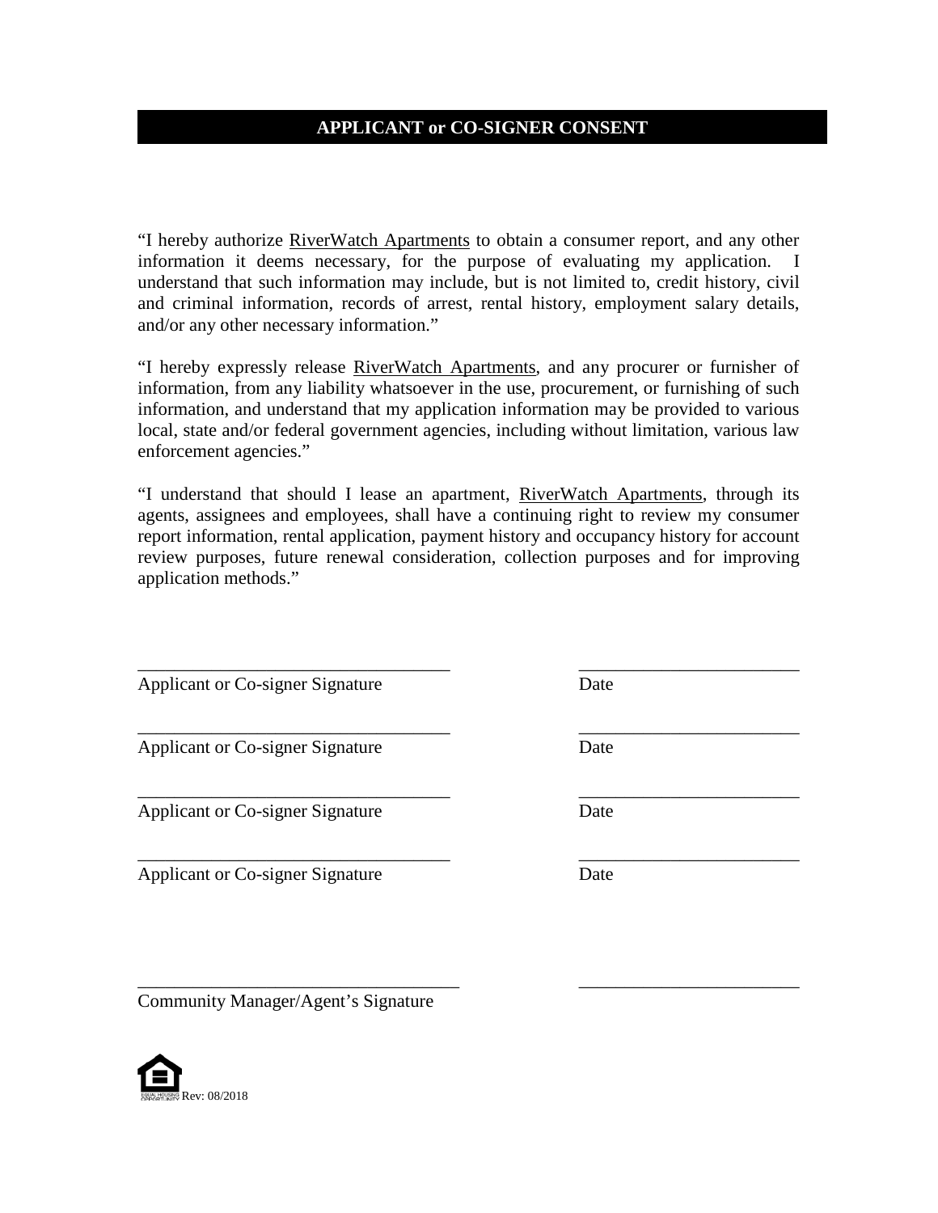## APPLICANT or CO-SIGNER CONSENT

"I hereby authorize RiverWatch Apartments to obtain a consumer report, and any other information it deems necessary, for the purpose of evaluating my application. I understand that such information may include, but is not limited to, credit history, civil and criminal information, records of arrest, rental history, employment salary details, and/or any other necessary information."

"I hereby expressly release RiverWatch Apartments, and any procurer or furnisher of information, from any liability whatsoever in the use, procurement, or furnishing of such information, and understand that my application information may be provided to various local, state and/or federal government agencies, including without limitation, various law enforcement agencies."

"I understand that should I lease an apartment, RiverWatch Apartments, through its agents, assignees and employees, shall have a continuing right to review my consumer report information, rental application, payment history and occupancy history for account review purposes, future renewal consideration, collection purposes and for improving application methods."

___________________________________ ________________________
Applicant or Co-signer Signature Date

___________________________________ ________________________
Applicant or Co-signer Signature Date

___________________________________ ________________________
Applicant or Co-signer Signature Date

___________________________________ ________________________
Applicant or Co-signer Signature Date

___________________________________ ________________________
Community Manager/Agent's Signature

EQUAL HOUSING OPPORTUNITY Rev: 08/2018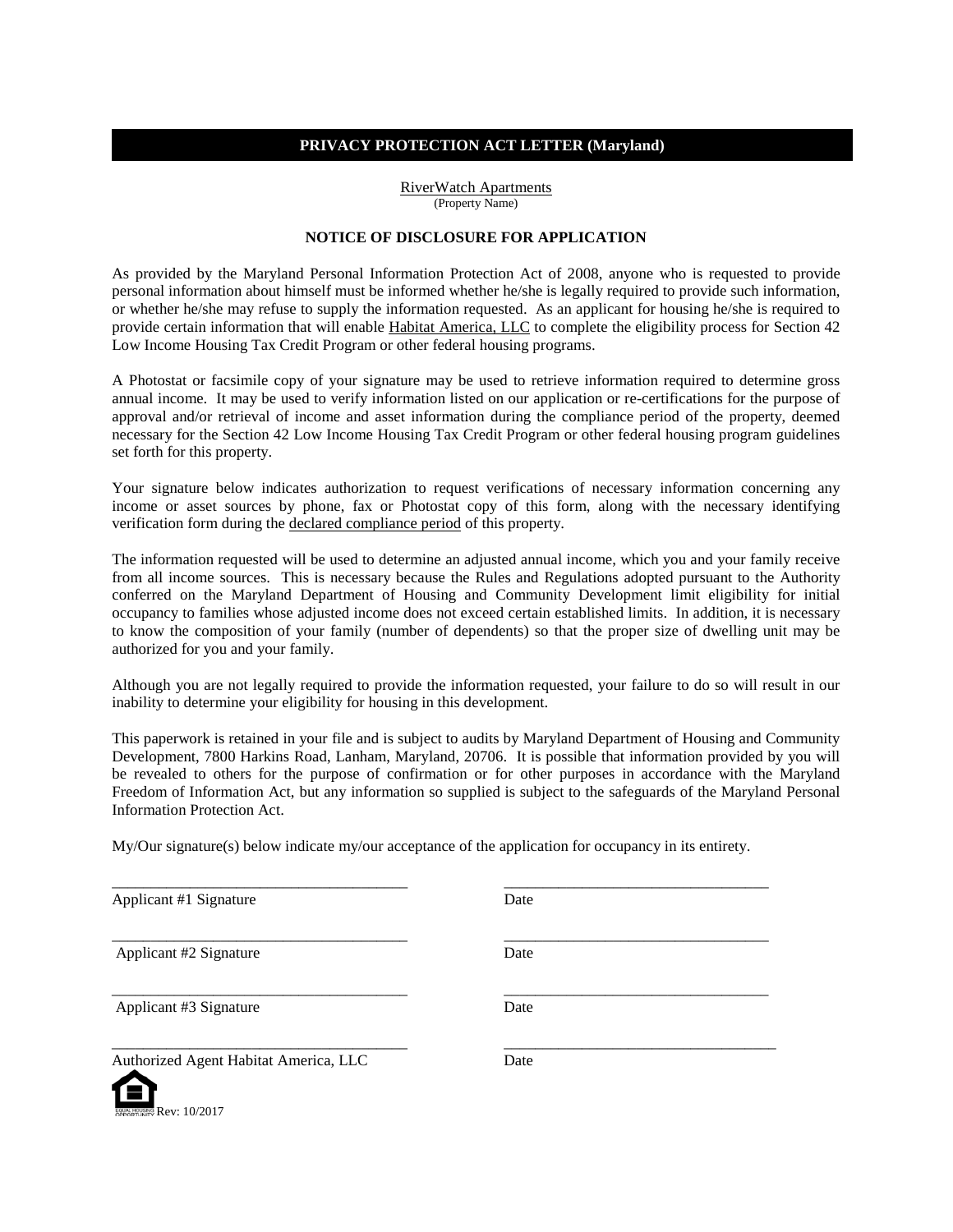## PRIVACY PROTECTION ACT LETTER (Maryland)

RiverWatch Apartments
(Property Name)

### NOTICE OF DISCLOSURE FOR APPLICATION

As provided by the Maryland Personal Information Protection Act of 2008, anyone who is requested to provide personal information about himself must be informed whether he/she is legally required to provide such information, or whether he/she may refuse to supply the information requested. As an applicant for housing he/she is required to provide certain information that will enable Habitat America, LLC to complete the eligibility process for Section 42 Low Income Housing Tax Credit Program or other federal housing programs.

A Photostat or facsimile copy of your signature may be used to retrieve information required to determine gross annual income. It may be used to verify information listed on our application or re-certifications for the purpose of approval and/or retrieval of income and asset information during the compliance period of the property, deemed necessary for the Section 42 Low Income Housing Tax Credit Program or other federal housing program guidelines set forth for this property.

Your signature below indicates authorization to request verifications of necessary information concerning any income or asset sources by phone, fax or Photostat copy of this form, along with the necessary identifying verification form during the declared compliance period of this property.

The information requested will be used to determine an adjusted annual income, which you and your family receive from all income sources. This is necessary because the Rules and Regulations adopted pursuant to the Authority conferred on the Maryland Department of Housing and Community Development limit eligibility for initial occupancy to families whose adjusted income does not exceed certain established limits. In addition, it is necessary to know the composition of your family (number of dependents) so that the proper size of dwelling unit may be authorized for you and your family.

Although you are not legally required to provide the information requested, your failure to do so will result in our inability to determine your eligibility for housing in this development.

This paperwork is retained in your file and is subject to audits by Maryland Department of Housing and Community Development, 7800 Harkins Road, Lanham, Maryland, 20706. It is possible that information provided by you will be revealed to others for the purpose of confirmation or for other purposes in accordance with the Maryland Freedom of Information Act, but any information so supplied is subject to the safeguards of the Maryland Personal Information Protection Act.

My/Our signature(s) below indicate my/our acceptance of the application for occupancy in its entirety.

| | |
|---|---|
| ______________________________________ | __________________________________ |
| Applicant #1 Signature | Date |
| ______________________________________ | __________________________________ |
| Applicant #2 Signature | Date |
| ______________________________________ | __________________________________ |
| Applicant #3 Signature | Date |
| ______________________________________ | __________________________________ |
| Authorized Agent Habitat America, LLC | Date |

EQUAL HOUSING OPPORTUNITY Rev: 10/2017